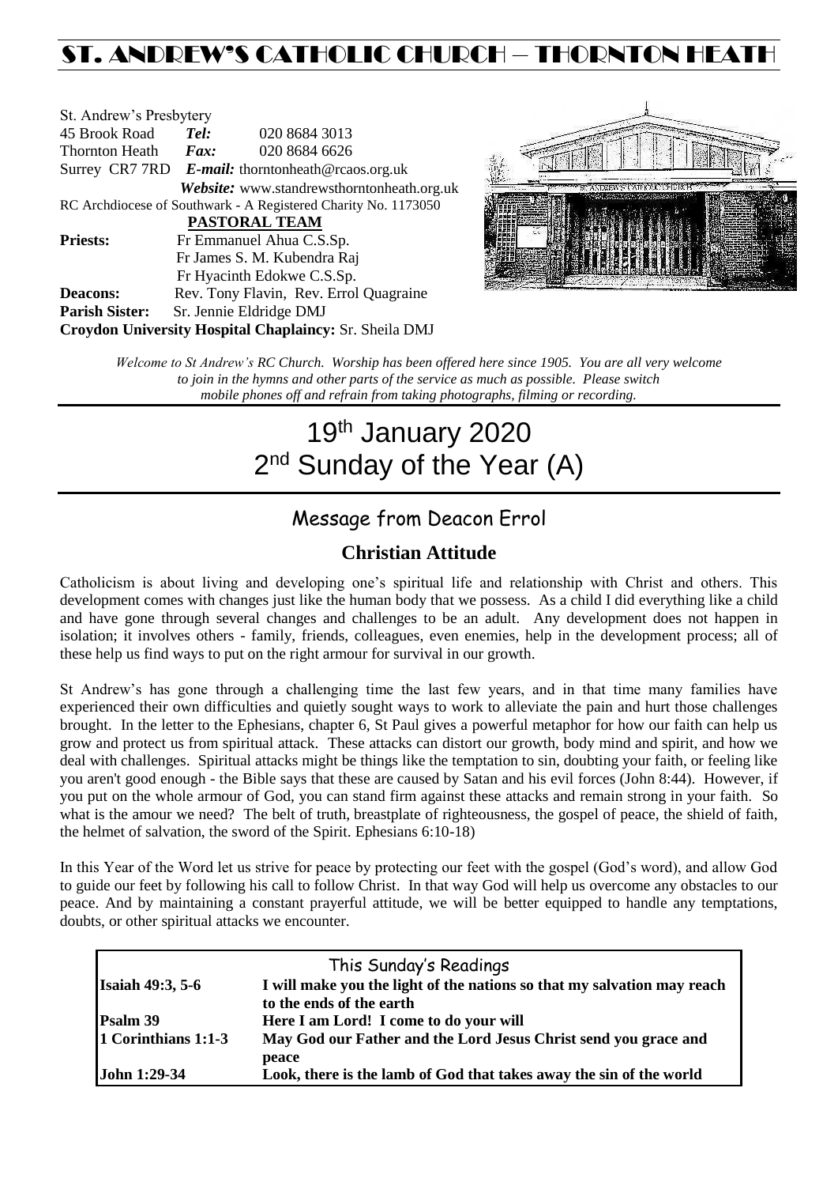# ST. ANDREW'S CATHOLIC CHURCH – THORNTON HEATH

St. Andrew's Presbytery
45 Brook Road *Tel:* 020 8684 3013
Thornton Heath *Fax:* 020 8684 6626
Surrey CR7 7RD *E-mail:* thorntonheath@rcaos.org.uk
*Website:* www.standrewsthorntonheath.org.uk
RC Archdiocese of Southwark - A Registered Charity No. 1173050

**PASTORAL TEAM**

**Priests:** Fr Emmanuel Ahua C.S.Sp.
Fr James S. M. Kubendra Raj
Fr Hyacinth Edokwe C.S.Sp.
**Deacons:** Rev. Tony Flavin, Rev. Errol Quagraine
**Parish Sister:** Sr. Jennie Eldridge DMJ
**Croydon University Hospital Chaplaincy:** Sr. Sheila DMJ

*Welcome to St Andrew's RC Church. Worship has been offered here since 1905. You are all very welcome to join in the hymns and other parts of the service as much as possible. Please switch mobile phones off and refrain from taking photographs, filming or recording.*

# 19th January 2020
# 2nd Sunday of the Year (A)

## Message from Deacon Errol

### Christian Attitude

Catholicism is about living and developing one's spiritual life and relationship with Christ and others. This development comes with changes just like the human body that we possess. As a child I did everything like a child and have gone through several changes and challenges to be an adult. Any development does not happen in isolation; it involves others - family, friends, colleagues, even enemies, help in the development process; all of these help us find ways to put on the right armour for survival in our growth.

St Andrew's has gone through a challenging time the last few years, and in that time many families have experienced their own difficulties and quietly sought ways to work to alleviate the pain and hurt those challenges brought. In the letter to the Ephesians, chapter 6, St Paul gives a powerful metaphor for how our faith can help us grow and protect us from spiritual attack. These attacks can distort our growth, body mind and spirit, and how we deal with challenges. Spiritual attacks might be things like the temptation to sin, doubting your faith, or feeling like you aren't good enough - the Bible says that these are caused by Satan and his evil forces (John 8:44). However, if you put on the whole armour of God, you can stand firm against these attacks and remain strong in your faith. So what is the amour we need? The belt of truth, breastplate of righteousness, the gospel of peace, the shield of faith, the helmet of salvation, the sword of the Spirit. Ephesians 6:10-18)

In this Year of the Word let us strive for peace by protecting our feet with the gospel (God's word), and allow God to guide our feet by following his call to follow Christ. In that way God will help us overcome any obstacles to our peace. And by maintaining a constant prayerful attitude, we will be better equipped to handle any temptations, doubts, or other spiritual attacks we encounter.

| This Sunday's Readings | |
|---|---|
| **Isaiah 49:3, 5-6** | **I will make you the light of the nations so that my salvation may reach to the ends of the earth** |
| **Psalm 39** | **Here I am Lord! I come to do your will** |
| **1 Corinthians 1:1-3** | **May God our Father and the Lord Jesus Christ send you grace and peace** |
| **John 1:29-34** | **Look, there is the lamb of God that takes away the sin of the world** |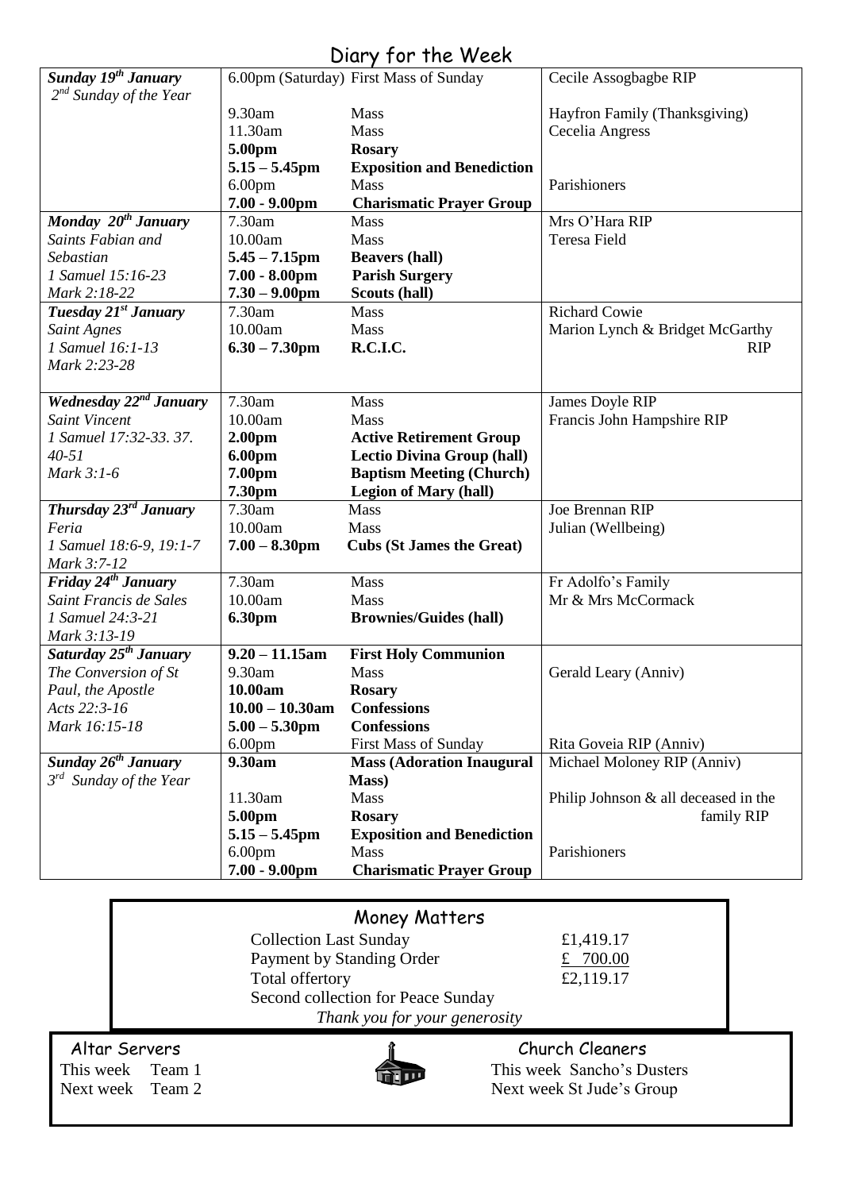# Diary for the Week

| Day | Time | Event | Intention |
|---|---|---|---|
| ***Sunday 19th January*** | 6.00pm (Saturday) | First Mass of Sunday | Cecile Assogbagbe RIP |
| *2nd Sunday of the Year* | 9.30am | Mass | Hayfron Family (Thanksgiving) |
| | 11.30am | Mass | Cecelia Angress |
| | **5.00pm** | **Rosary** | |
| | **5.15 – 5.45pm** | **Exposition and Benediction** | |
| | 6.00pm | Mass | Parishioners |
| | **7.00 - 9.00pm** | **Charismatic Prayer Group** | |
| ***Monday 20th January*** | 7.30am | Mass | Mrs O'Hara RIP |
| *Saints Fabian and Sebastian* | 10.00am | Mass | Teresa Field |
| *1 Samuel 15:16-23* | **5.45 – 7.15pm** | **Beavers (hall)** | |
| *Mark 2:18-22* | **7.00 - 8.00pm** | **Parish Surgery** | |
| | **7.30 – 9.00pm** | **Scouts (hall)** | |
| ***Tuesday 21st January*** | 7.30am | Mass | Richard Cowie |
| *Saint Agnes* | 10.00am | Mass | Marion Lynch & Bridget McGarthy RIP |
| *1 Samuel 16:1-13* | **6.30 – 7.30pm** | **R.C.I.C.** | |
| *Mark 2:23-28* | | | |
| ***Wednesday 22nd January*** | 7.30am | Mass | James Doyle RIP |
| *Saint Vincent* | 10.00am | Mass | Francis John Hampshire RIP |
| *1 Samuel 17:32-33. 37. 40-51* | **2.00pm** | **Active Retirement Group** | |
| *Mark 3:1-6* | **6.00pm** | **Lectio Divina Group (hall)** | |
| | **7.00pm** | **Baptism Meeting (Church)** | |
| | **7.30pm** | **Legion of Mary (hall)** | |
| ***Thursday 23rd January*** | 7.30am | Mass | Joe Brennan RIP |
| *Feria* | 10.00am | Mass | Julian (Wellbeing) |
| *1 Samuel 18:6-9, 19:1-7* | **7.00 – 8.30pm** | **Cubs (St James the Great)** | |
| *Mark 3:7-12* | | | |
| ***Friday 24th January*** | 7.30am | Mass | Fr Adolfo's Family |
| *Saint Francis de Sales* | 10.00am | Mass | Mr & Mrs McCormack |
| *1 Samuel 24:3-21* | **6.30pm** | **Brownies/Guides (hall)** | |
| *Mark 3:13-19* | | | |
| ***Saturday 25th January*** | **9.20 – 11.15am** | **First Holy Communion** | |
| *The Conversion of St Paul, the Apostle* | 9.30am | Mass | Gerald Leary (Anniv) |
| *Acts 22:3-16* | **10.00am** | **Rosary** | |
| *Mark 16:15-18* | **10.00 – 10.30am** | **Confessions** | |
| | **5.00 – 5.30pm** | **Confessions** | |
| | 6.00pm | First Mass of Sunday | Rita Goveia RIP (Anniv) |
| ***Sunday 26th January*** | **9.30am** | **Mass (Adoration Inaugural Mass)** | Michael Moloney RIP (Anniv) |
| *3rd Sunday of the Year* | 11.30am | Mass | Philip Johnson & all deceased in the family RIP |
| | **5.00pm** | **Rosary** | |
| | **5.15 – 5.45pm** | **Exposition and Benediction** | |
| | 6.00pm | Mass | Parishioners |
| | **7.00 - 9.00pm** | **Charismatic Prayer Group** | |

## Money Matters

| | |
|---|---|
| Collection Last Sunday | £1,419.17 |
| Payment by Standing Order | £ 700.00 |
| Total offertory | £2,119.17 |

Second collection for Peace Sunday

*Thank you for your generosity*

## Altar Servers

This week Team 1
Next week Team 2

## Church Cleaners

This week Sancho's Dusters
Next week St Jude's Group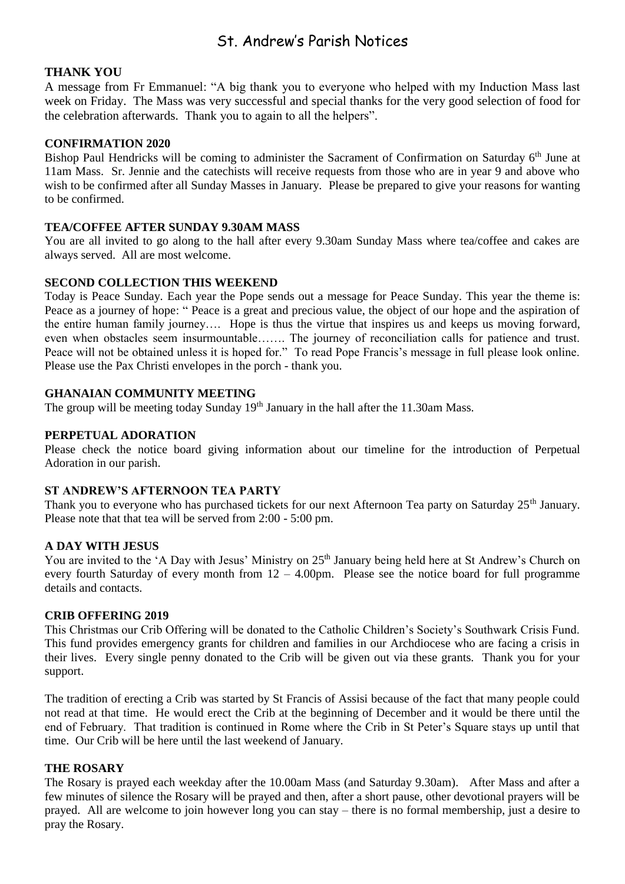# St. Andrew's Parish Notices

**THANK YOU**

A message from Fr Emmanuel: "A big thank you to everyone who helped with my Induction Mass last week on Friday. The Mass was very successful and special thanks for the very good selection of food for the celebration afterwards. Thank you to again to all the helpers".

**CONFIRMATION 2020**

Bishop Paul Hendricks will be coming to administer the Sacrament of Confirmation on Saturday 6th June at 11am Mass. Sr. Jennie and the catechists will receive requests from those who are in year 9 and above who wish to be confirmed after all Sunday Masses in January. Please be prepared to give your reasons for wanting to be confirmed.

**TEA/COFFEE AFTER SUNDAY 9.30AM MASS**

You are all invited to go along to the hall after every 9.30am Sunday Mass where tea/coffee and cakes are always served. All are most welcome.

**SECOND COLLECTION THIS WEEKEND**

Today is Peace Sunday. Each year the Pope sends out a message for Peace Sunday. This year the theme is: Peace as a journey of hope: " Peace is a great and precious value, the object of our hope and the aspiration of the entire human family journey…. Hope is thus the virtue that inspires us and keeps us moving forward, even when obstacles seem insurmountable……. The journey of reconciliation calls for patience and trust. Peace will not be obtained unless it is hoped for." To read Pope Francis's message in full please look online. Please use the Pax Christi envelopes in the porch - thank you.

**GHANAIAN COMMUNITY MEETING**

The group will be meeting today Sunday 19th January in the hall after the 11.30am Mass.

**PERPETUAL ADORATION**

Please check the notice board giving information about our timeline for the introduction of Perpetual Adoration in our parish.

**ST ANDREW'S AFTERNOON TEA PARTY**

Thank you to everyone who has purchased tickets for our next Afternoon Tea party on Saturday 25th January. Please note that that tea will be served from 2:00 - 5:00 pm.

**A DAY WITH JESUS**

You are invited to the 'A Day with Jesus' Ministry on 25th January being held here at St Andrew's Church on every fourth Saturday of every month from 12 – 4.00pm. Please see the notice board for full programme details and contacts.

**CRIB OFFERING 2019**

This Christmas our Crib Offering will be donated to the Catholic Children's Society's Southwark Crisis Fund. This fund provides emergency grants for children and families in our Archdiocese who are facing a crisis in their lives. Every single penny donated to the Crib will be given out via these grants. Thank you for your support.

The tradition of erecting a Crib was started by St Francis of Assisi because of the fact that many people could not read at that time. He would erect the Crib at the beginning of December and it would be there until the end of February. That tradition is continued in Rome where the Crib in St Peter's Square stays up until that time. Our Crib will be here until the last weekend of January.

**THE ROSARY**

The Rosary is prayed each weekday after the 10.00am Mass (and Saturday 9.30am). After Mass and after a few minutes of silence the Rosary will be prayed and then, after a short pause, other devotional prayers will be prayed. All are welcome to join however long you can stay – there is no formal membership, just a desire to pray the Rosary.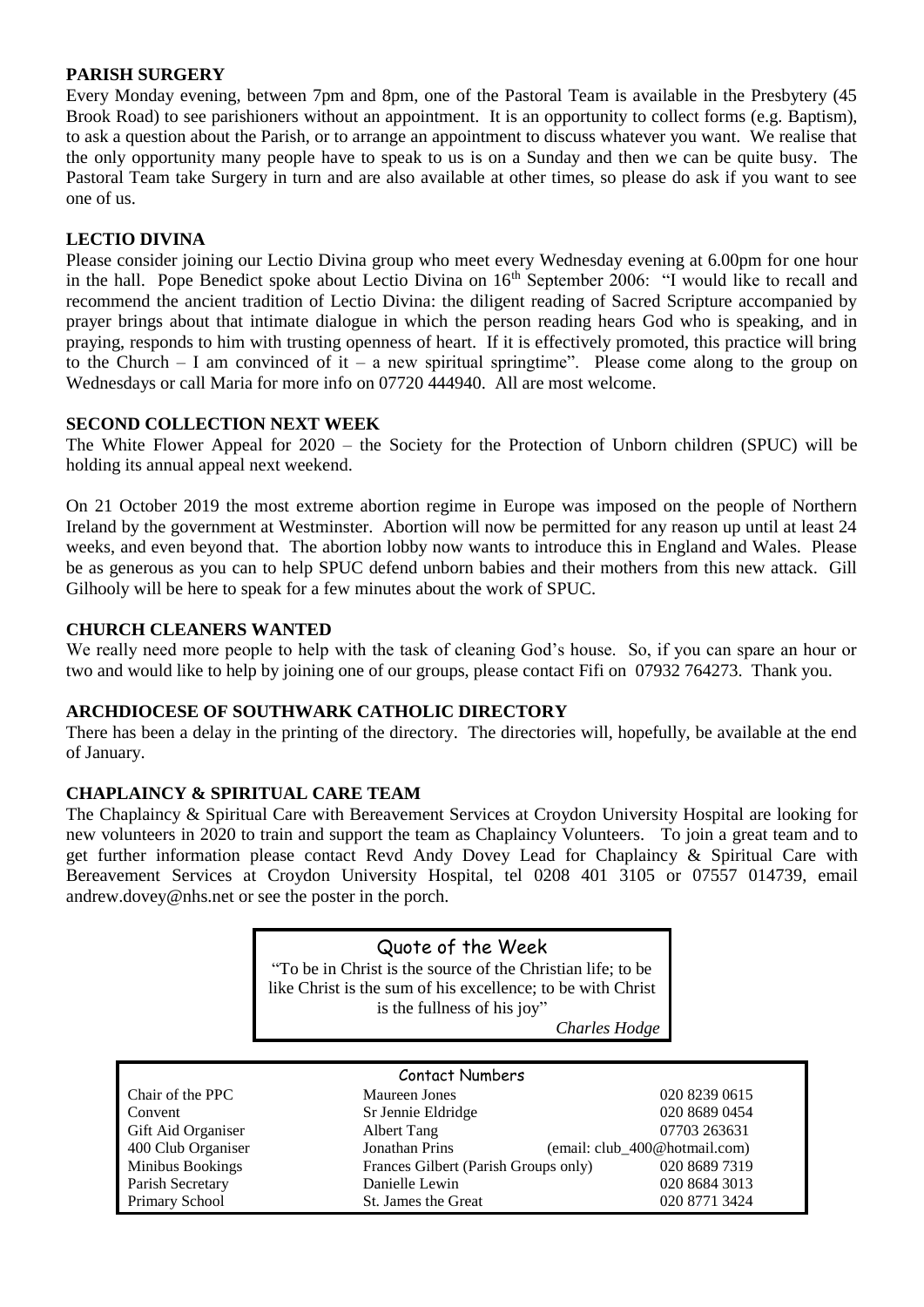**PARISH SURGERY**

Every Monday evening, between 7pm and 8pm, one of the Pastoral Team is available in the Presbytery (45 Brook Road) to see parishioners without an appointment. It is an opportunity to collect forms (e.g. Baptism), to ask a question about the Parish, or to arrange an appointment to discuss whatever you want. We realise that the only opportunity many people have to speak to us is on a Sunday and then we can be quite busy. The Pastoral Team take Surgery in turn and are also available at other times, so please do ask if you want to see one of us.

**LECTIO DIVINA**

Please consider joining our Lectio Divina group who meet every Wednesday evening at 6.00pm for one hour in the hall. Pope Benedict spoke about Lectio Divina on 16th September 2006: "I would like to recall and recommend the ancient tradition of Lectio Divina: the diligent reading of Sacred Scripture accompanied by prayer brings about that intimate dialogue in which the person reading hears God who is speaking, and in praying, responds to him with trusting openness of heart. If it is effectively promoted, this practice will bring to the Church – I am convinced of it – a new spiritual springtime". Please come along to the group on Wednesdays or call Maria for more info on 07720 444940. All are most welcome.

**SECOND COLLECTION NEXT WEEK**

The White Flower Appeal for 2020 – the Society for the Protection of Unborn children (SPUC) will be holding its annual appeal next weekend.

On 21 October 2019 the most extreme abortion regime in Europe was imposed on the people of Northern Ireland by the government at Westminster. Abortion will now be permitted for any reason up until at least 24 weeks, and even beyond that. The abortion lobby now wants to introduce this in England and Wales. Please be as generous as you can to help SPUC defend unborn babies and their mothers from this new attack. Gill Gilhooly will be here to speak for a few minutes about the work of SPUC.

**CHURCH CLEANERS WANTED**

We really need more people to help with the task of cleaning God's house. So, if you can spare an hour or two and would like to help by joining one of our groups, please contact Fifi on 07932 764273. Thank you.

**ARCHDIOCESE OF SOUTHWARK CATHOLIC DIRECTORY**

There has been a delay in the printing of the directory. The directories will, hopefully, be available at the end of January.

**CHAPLAINCY & SPIRITUAL CARE TEAM**

The Chaplaincy & Spiritual Care with Bereavement Services at Croydon University Hospital are looking for new volunteers in 2020 to train and support the team as Chaplaincy Volunteers. To join a great team and to get further information please contact Revd Andy Dovey Lead for Chaplaincy & Spiritual Care with Bereavement Services at Croydon University Hospital, tel 0208 401 3105 or 07557 014739, email andrew.dovey@nhs.net or see the poster in the porch.

**Quote of the Week**

"To be in Christ is the source of the Christian life; to be like Christ is the sum of his excellence; to be with Christ is the fullness of his joy"

*Charles Hodge*

**Contact Numbers**

| | | |
|---|---|---|
| Chair of the PPC | Maureen Jones | 020 8239 0615 |
| Convent | Sr Jennie Eldridge | 020 8689 0454 |
| Gift Aid Organiser | Albert Tang | 07703 263631 |
| 400 Club Organiser | Jonathan Prins | (email: club_400@hotmail.com) |
| Minibus Bookings | Frances Gilbert (Parish Groups only) | 020 8689 7319 |
| Parish Secretary | Danielle Lewin | 020 8684 3013 |
| Primary School | St. James the Great | 020 8771 3424 |